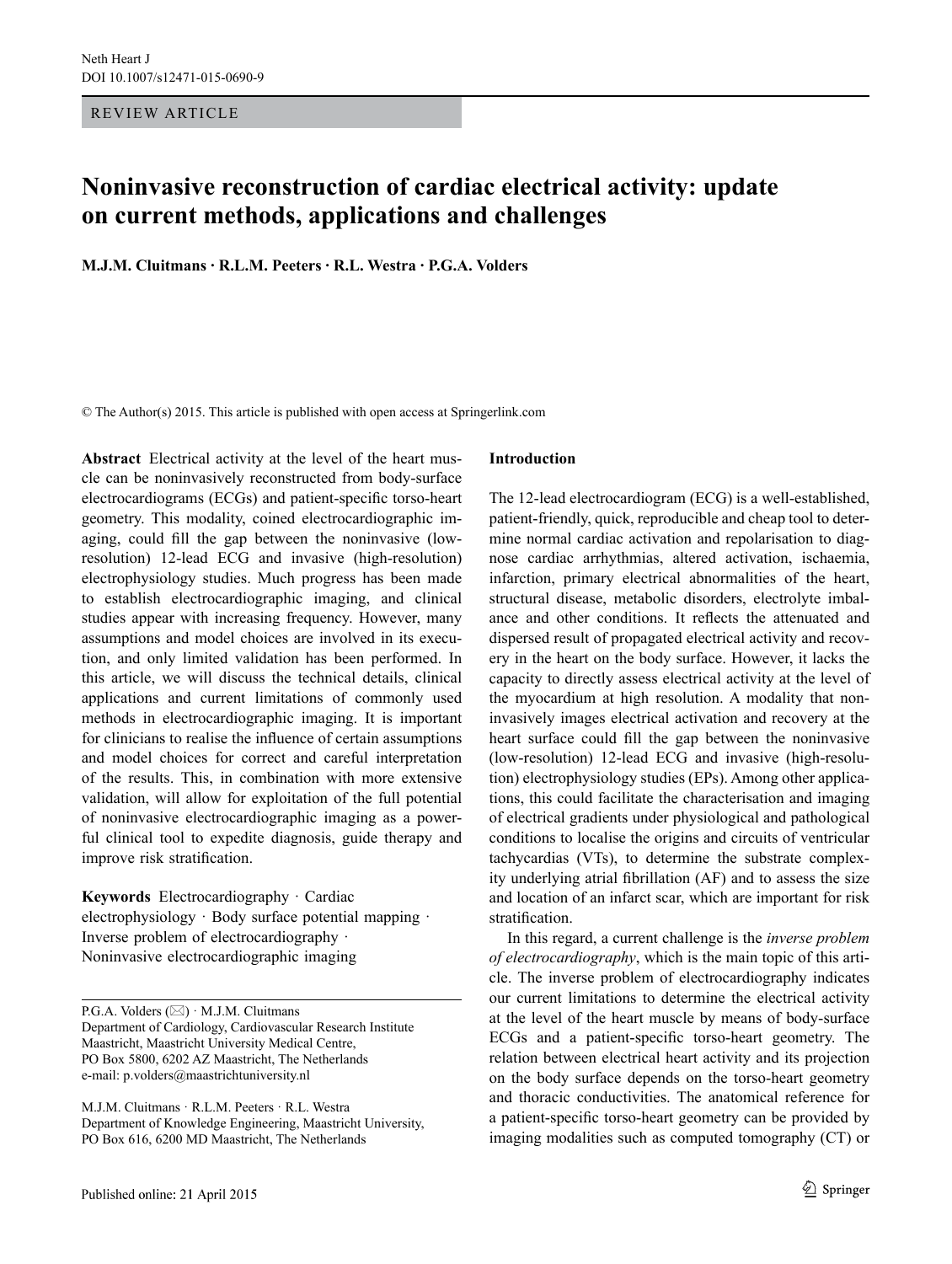REVIEW ARTICLE

# Noninvasive reconstruction of cardiac electrical activity: update on current methods, applications and challenges

**M.J.M. Cluitmans · R.L.M. Peeters · R.L. Westra · P.G.A. Volders**

© The Author(s) 2015. This article is published with open access at Springerlink.com

**Abstract** Electrical activity at the level of the heart muscle can be noninvasively reconstructed from body-surface electrocardiograms (ECGs) and patient-specific torso-heart geometry. This modality, coined electrocardiographic imaging, could fill the gap between the noninvasive (low-resolution) 12-lead ECG and invasive (high-resolution) electrophysiology studies. Much progress has been made to establish electrocardiographic imaging, and clinical studies appear with increasing frequency. However, many assumptions and model choices are involved in its execution, and only limited validation has been performed. In this article, we will discuss the technical details, clinical applications and current limitations of commonly used methods in electrocardiographic imaging. It is important for clinicians to realise the influence of certain assumptions and model choices for correct and careful interpretation of the results. This, in combination with more extensive validation, will allow for exploitation of the full potential of noninvasive electrocardiographic imaging as a powerful clinical tool to expedite diagnosis, guide therapy and improve risk stratification.

**Keywords** Electrocardiography · Cardiac electrophysiology · Body surface potential mapping · Inverse problem of electrocardiography · Noninvasive electrocardiographic imaging

P.G.A. Volders (✉) · M.J.M. Cluitmans
Department of Cardiology, Cardiovascular Research Institute Maastricht, Maastricht University Medical Centre, PO Box 5800, 6202 AZ Maastricht, The Netherlands
e-mail: p.volders@maastrichtuniversity.nl

M.J.M. Cluitmans · R.L.M. Peeters · R.L. Westra
Department of Knowledge Engineering, Maastricht University, PO Box 616, 6200 MD Maastricht, The Netherlands

## Introduction

The 12-lead electrocardiogram (ECG) is a well-established, patient-friendly, quick, reproducible and cheap tool to determine normal cardiac activation and repolarisation to diagnose cardiac arrhythmias, altered activation, ischaemia, infarction, primary electrical abnormalities of the heart, structural disease, metabolic disorders, electrolyte imbalance and other conditions. It reflects the attenuated and dispersed result of propagated electrical activity and recovery in the heart on the body surface. However, it lacks the capacity to directly assess electrical activity at the level of the myocardium at high resolution. A modality that noninvasively images electrical activation and recovery at the heart surface could fill the gap between the noninvasive (low-resolution) 12-lead ECG and invasive (high-resolution) electrophysiology studies (EPs). Among other applications, this could facilitate the characterisation and imaging of electrical gradients under physiological and pathological conditions to localise the origins and circuits of ventricular tachycardias (VTs), to determine the substrate complexity underlying atrial fibrillation (AF) and to assess the size and location of an infarct scar, which are important for risk stratification.

In this regard, a current challenge is the *inverse problem of electrocardiography*, which is the main topic of this article. The inverse problem of electrocardiography indicates our current limitations to determine the electrical activity at the level of the heart muscle by means of body-surface ECGs and a patient-specific torso-heart geometry. The relation between electrical heart activity and its projection on the body surface depends on the torso-heart geometry and thoracic conductivities. The anatomical reference for a patient-specific torso-heart geometry can be provided by imaging modalities such as computed tomography (CT) or

Published online: 21 April 2015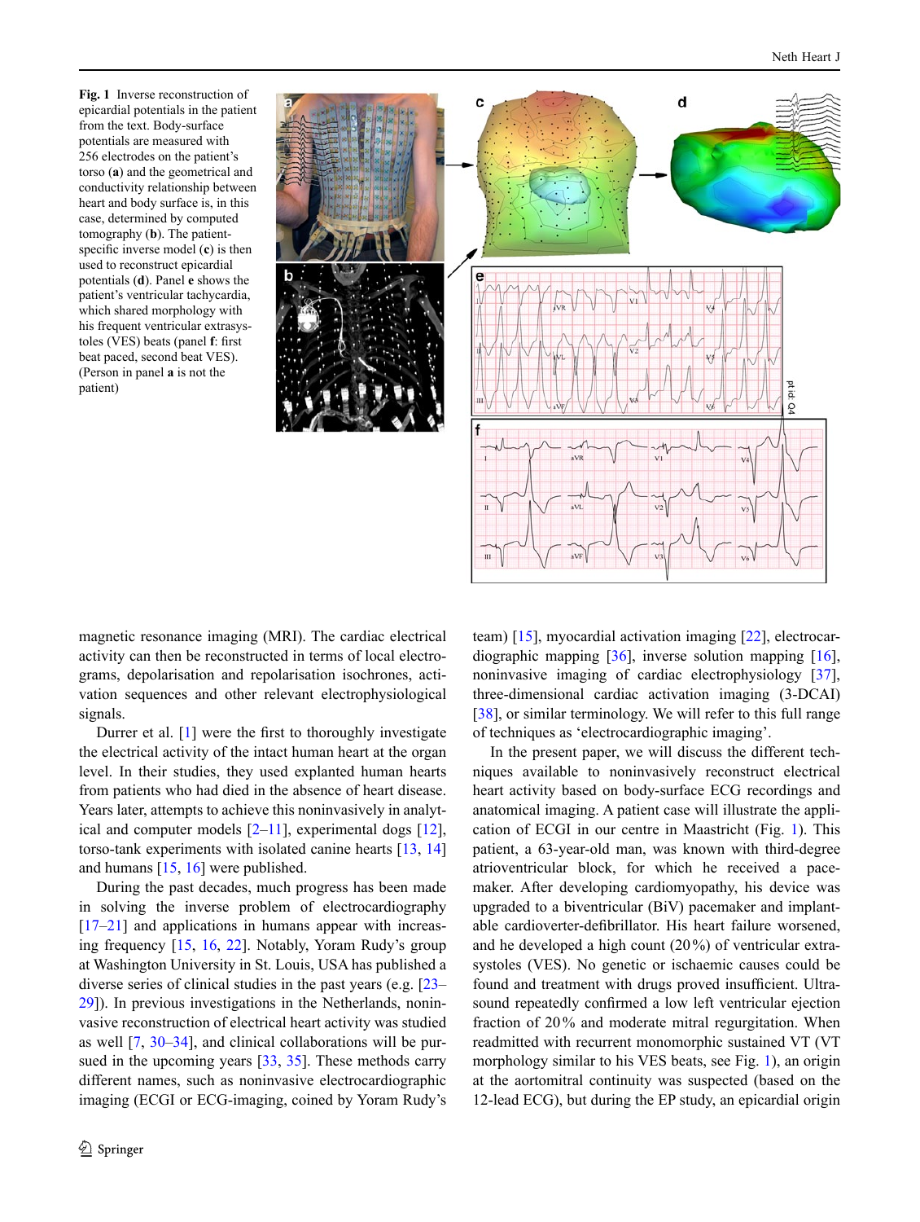**Fig. 1** Inverse reconstruction of epicardial potentials in the patient from the text. Body-surface potentials are measured with 256 electrodes on the patient's torso (**a**) and the geometrical and conductivity relationship between heart and body surface is, in this case, determined by computed tomography (**b**). The patient-specific inverse model (**c**) is then used to reconstruct epicardial potentials (**d**). Panel **e** shows the patient's ventricular tachycardia, which shared morphology with his frequent ventricular extrasystoles (VES) beats (panel **f**: first beat paced, second beat VES). (Person in panel **a** is not the patient)

magnetic resonance imaging (MRI). The cardiac electrical activity can then be reconstructed in terms of local electrograms, depolarisation and repolarisation isochrones, activation sequences and other relevant electrophysiological signals.

Durrer et al. [1] were the first to thoroughly investigate the electrical activity of the intact human heart at the organ level. In their studies, they used explanted human hearts from patients who had died in the absence of heart disease. Years later, attempts to achieve this noninvasively in analytical and computer models [2–11], experimental dogs [12], torso-tank experiments with isolated canine hearts [13, 14] and humans [15, 16] were published.

During the past decades, much progress has been made in solving the inverse problem of electrocardiography [17–21] and applications in humans appear with increasing frequency [15, 16, 22]. Notably, Yoram Rudy's group at Washington University in St. Louis, USA has published a diverse series of clinical studies in the past years (e.g. [23–29]). In previous investigations in the Netherlands, noninvasive reconstruction of electrical heart activity was studied as well [7, 30–34], and clinical collaborations will be pursued in the upcoming years [33, 35]. These methods carry different names, such as noninvasive electrocardiographic imaging (ECGI or ECG-imaging, coined by Yoram Rudy's team) [15], myocardial activation imaging [22], electrocardiographic mapping [36], inverse solution mapping [16], noninvasive imaging of cardiac electrophysiology [37], three-dimensional cardiac activation imaging (3-DCAI) [38], or similar terminology. We will refer to this full range of techniques as 'electrocardiographic imaging'.

In the present paper, we will discuss the different techniques available to noninvasively reconstruct electrical heart activity based on body-surface ECG recordings and anatomical imaging. A patient case will illustrate the application of ECGI in our centre in Maastricht (Fig. 1). This patient, a 63-year-old man, was known with third-degree atrioventricular block, for which he received a pacemaker. After developing cardiomyopathy, his device was upgraded to a biventricular (BiV) pacemaker and implantable cardioverter-defibrillator. His heart failure worsened, and he developed a high count (20 %) of ventricular extrasystoles (VES). No genetic or ischaemic causes could be found and treatment with drugs proved insufficient. Ultrasound repeatedly confirmed a low left ventricular ejection fraction of 20 % and moderate mitral regurgitation. When readmitted with recurrent monomorphic sustained VT (VT morphology similar to his VES beats, see Fig. 1), an origin at the aortomitral continuity was suspected (based on the 12-lead ECG), but during the EP study, an epicardial origin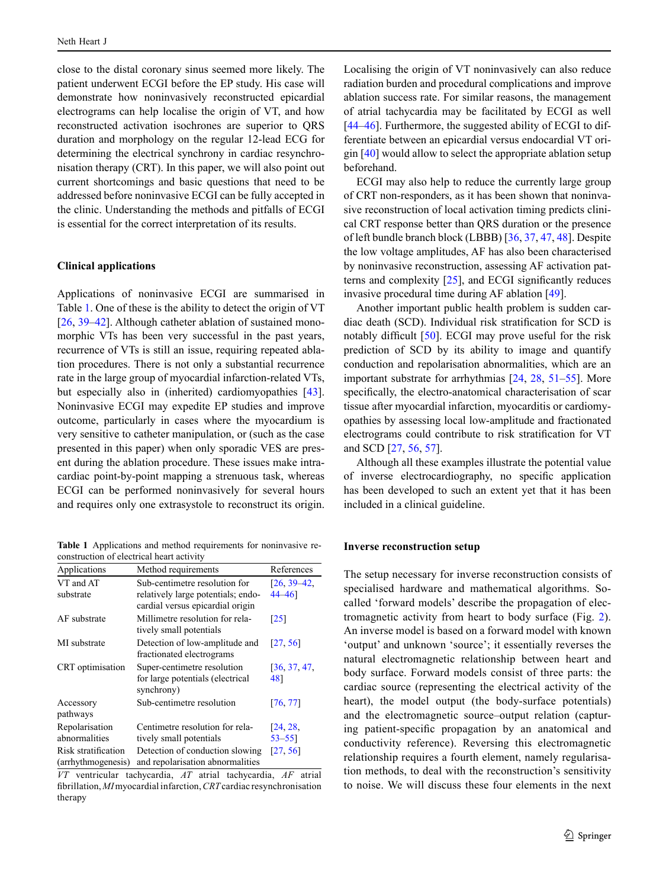close to the distal coronary sinus seemed more likely. The patient underwent ECGI before the EP study. His case will demonstrate how noninvasively reconstructed epicardial electrograms can help localise the origin of VT, and how reconstructed activation isochrones are superior to QRS duration and morphology on the regular 12-lead ECG for determining the electrical synchrony in cardiac resynchronisation therapy (CRT). In this paper, we will also point out current shortcomings and basic questions that need to be addressed before noninvasive ECGI can be fully accepted in the clinic. Understanding the methods and pitfalls of ECGI is essential for the correct interpretation of its results.

### Clinical applications

Applications of noninvasive ECGI are summarised in Table 1. One of these is the ability to detect the origin of VT [26, 39–42]. Although catheter ablation of sustained monomorphic VTs has been very successful in the past years, recurrence of VTs is still an issue, requiring repeated ablation procedures. There is not only a substantial recurrence rate in the large group of myocardial infarction-related VTs, but especially also in (inherited) cardiomyopathies [43]. Noninvasive ECGI may expedite EP studies and improve outcome, particularly in cases where the myocardium is very sensitive to catheter manipulation, or (such as the case presented in this paper) when only sporadic VES are present during the ablation procedure. These issues make intracardiac point-by-point mapping a strenuous task, whereas ECGI can be performed noninvasively for several hours and requires only one extrasystole to reconstruct its origin.

**Table 1** Applications and method requirements for noninvasive reconstruction of electrical heart activity

| Applications | Method requirements | References |
|---|---|---|
| VT and AT substrate | Sub-centimetre resolution for relatively large potentials; endocardial versus epicardial origin | [26, 39–42, 44–46] |
| AF substrate | Millimetre resolution for relatively small potentials | [25] |
| MI substrate | Detection of low-amplitude and fractionated electrograms | [27, 56] |
| CRT optimisation | Super-centimetre resolution for large potentials (electrical synchrony) | [36, 37, 47, 48] |
| Accessory pathways | Sub-centimetre resolution | [76, 77] |
| Repolarisation abnormalities | Centimetre resolution for relatively small potentials | [24, 28, 53–55] |
| Risk stratification (arrhythmogenesis) | Detection of conduction slowing and repolarisation abnormalities | [27, 56] |

*VT* ventricular tachycardia, *AT* atrial tachycardia, *AF* atrial fibrillation, *MI* myocardial infarction, *CRT* cardiac resynchronisation therapy

Localising the origin of VT noninvasively can also reduce radiation burden and procedural complications and improve ablation success rate. For similar reasons, the management of atrial tachycardia may be facilitated by ECGI as well [44–46]. Furthermore, the suggested ability of ECGI to differentiate between an epicardial versus endocardial VT origin [40] would allow to select the appropriate ablation setup beforehand.

ECGI may also help to reduce the currently large group of CRT non-responders, as it has been shown that noninvasive reconstruction of local activation timing predicts clinical CRT response better than QRS duration or the presence of left bundle branch block (LBBB) [36, 37, 47, 48]. Despite the low voltage amplitudes, AF has also been characterised by noninvasive reconstruction, assessing AF activation patterns and complexity [25], and ECGI significantly reduces invasive procedural time during AF ablation [49].

Another important public health problem is sudden cardiac death (SCD). Individual risk stratification for SCD is notably difficult [50]. ECGI may prove useful for the risk prediction of SCD by its ability to image and quantify conduction and repolarisation abnormalities, which are an important substrate for arrhythmias [24, 28, 51–55]. More specifically, the electro-anatomical characterisation of scar tissue after myocardial infarction, myocarditis or cardiomyopathies by assessing local low-amplitude and fractionated electrograms could contribute to risk stratification for VT and SCD [27, 56, 57].

Although all these examples illustrate the potential value of inverse electrocardiography, no specific application has been developed to such an extent yet that it has been included in a clinical guideline.

### Inverse reconstruction setup

The setup necessary for inverse reconstruction consists of specialised hardware and mathematical algorithms. So-called 'forward models' describe the propagation of electromagnetic activity from heart to body surface (Fig. 2). An inverse model is based on a forward model with known 'output' and unknown 'source'; it essentially reverses the natural electromagnetic relationship between heart and body surface. Forward models consist of three parts: the cardiac source (representing the electrical activity of the heart), the model output (the body-surface potentials) and the electromagnetic source–output relation (capturing patient-specific propagation by an anatomical and conductivity reference). Reversing this electromagnetic relationship requires a fourth element, namely regularisation methods, to deal with the reconstruction's sensitivity to noise. We will discuss these four elements in the next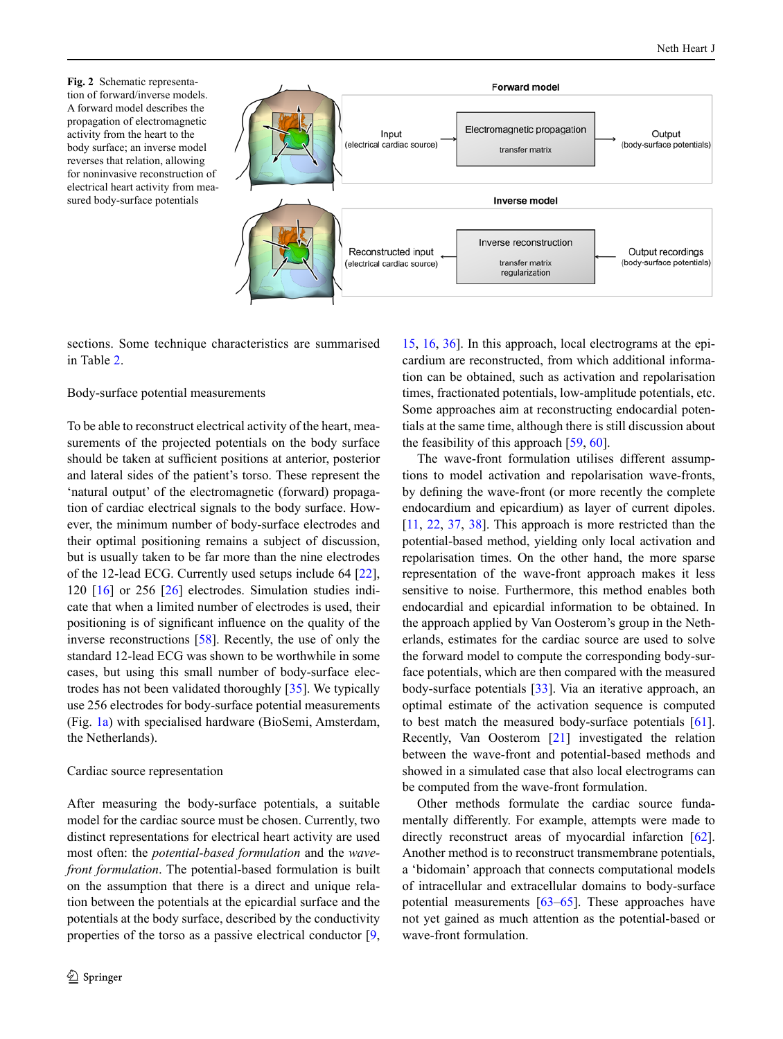**Fig. 2** Schematic representation of forward/inverse models. A forward model describes the propagation of electromagnetic activity from the heart to the body surface; an inverse model reverses that relation, allowing for noninvasive reconstruction of electrical heart activity from measured body-surface potentials

sections. Some technique characteristics are summarised in Table 2.

## Body-surface potential measurements

To be able to reconstruct electrical activity of the heart, measurements of the projected potentials on the body surface should be taken at sufficient positions at anterior, posterior and lateral sides of the patient's torso. These represent the 'natural output' of the electromagnetic (forward) propagation of cardiac electrical signals to the body surface. However, the minimum number of body-surface electrodes and their optimal positioning remains a subject of discussion, but is usually taken to be far more than the nine electrodes of the 12-lead ECG. Currently used setups include 64 [22], 120 [16] or 256 [26] electrodes. Simulation studies indicate that when a limited number of electrodes is used, their positioning is of significant influence on the quality of the inverse reconstructions [58]. Recently, the use of only the standard 12-lead ECG was shown to be worthwhile in some cases, but using this small number of body-surface electrodes has not been validated thoroughly [35]. We typically use 256 electrodes for body-surface potential measurements (Fig. 1a) with specialised hardware (BioSemi, Amsterdam, the Netherlands).

## Cardiac source representation

After measuring the body-surface potentials, a suitable model for the cardiac source must be chosen. Currently, two distinct representations for electrical heart activity are used most often: the *potential-based formulation* and the *wave-front formulation*. The potential-based formulation is built on the assumption that there is a direct and unique relation between the potentials at the epicardial surface and the potentials at the body surface, described by the conductivity properties of the torso as a passive electrical conductor [9, 15, 16, 36]. In this approach, local electrograms at the epicardium are reconstructed, from which additional information can be obtained, such as activation and repolarisation times, fractionated potentials, low-amplitude potentials, etc. Some approaches aim at reconstructing endocardial potentials at the same time, although there is still discussion about the feasibility of this approach [59, 60].

The wave-front formulation utilises different assumptions to model activation and repolarisation wave-fronts, by defining the wave-front (or more recently the complete endocardium and epicardium) as layer of current dipoles. [11, 22, 37, 38]. This approach is more restricted than the potential-based method, yielding only local activation and repolarisation times. On the other hand, the more sparse representation of the wave-front approach makes it less sensitive to noise. Furthermore, this method enables both endocardial and epicardial information to be obtained. In the approach applied by Van Oosterom's group in the Netherlands, estimates for the cardiac source are used to solve the forward model to compute the corresponding body-surface potentials, which are then compared with the measured body-surface potentials [33]. Via an iterative approach, an optimal estimate of the activation sequence is computed to best match the measured body-surface potentials [61]. Recently, Van Oosterom [21] investigated the relation between the wave-front and potential-based methods and showed in a simulated case that also local electrograms can be computed from the wave-front formulation.

Other methods formulate the cardiac source fundamentally differently. For example, attempts were made to directly reconstruct areas of myocardial infarction [62]. Another method is to reconstruct transmembrane potentials, a 'bidomain' approach that connects computational models of intracellular and extracellular domains to body-surface potential measurements [63–65]. These approaches have not yet gained as much attention as the potential-based or wave-front formulation.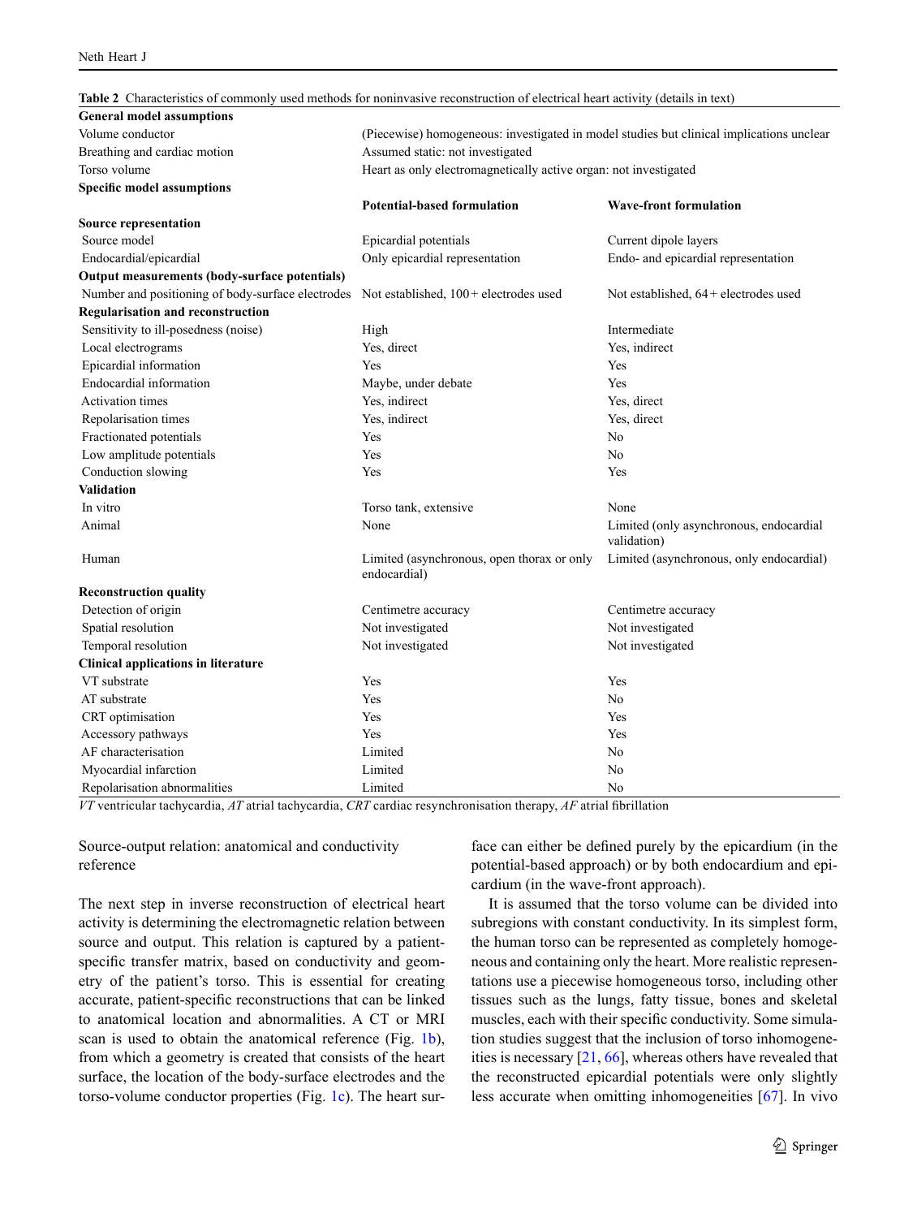**Table 2** Characteristics of commonly used methods for noninvasive reconstruction of electrical heart activity (details in text)

| | | |
|---|---|---|
| **General model assumptions** | | |
| Volume conductor | (Piecewise) homogeneous: investigated in model studies but clinical implications unclear | |
| Breathing and cardiac motion | Assumed static: not investigated | |
| Torso volume | Heart as only electromagnetically active organ: not investigated | |
| **Specific model assumptions** | | |
| | **Potential-based formulation** | **Wave-front formulation** |
| **Source representation** | | |
| Source model | Epicardial potentials | Current dipole layers |
| Endocardial/epicardial | Only epicardial representation | Endo- and epicardial representation |
| **Output measurements (body-surface potentials)** | | |
| Number and positioning of body-surface electrodes | Not established, 100+ electrodes used | Not established, 64+ electrodes used |
| **Regularisation and reconstruction** | | |
| Sensitivity to ill-posedness (noise) | High | Intermediate |
| Local electrograms | Yes, direct | Yes, indirect |
| Epicardial information | Yes | Yes |
| Endocardial information | Maybe, under debate | Yes |
| Activation times | Yes, indirect | Yes, direct |
| Repolarisation times | Yes, indirect | Yes, direct |
| Fractionated potentials | Yes | No |
| Low amplitude potentials | Yes | No |
| Conduction slowing | Yes | Yes |
| **Validation** | | |
| In vitro | Torso tank, extensive | None |
| Animal | None | Limited (only asynchronous, endocardial validation) |
| Human | Limited (asynchronous, open thorax or only endocardial) | Limited (asynchronous, only endocardial) |
| **Reconstruction quality** | | |
| Detection of origin | Centimetre accuracy | Centimetre accuracy |
| Spatial resolution | Not investigated | Not investigated |
| Temporal resolution | Not investigated | Not investigated |
| **Clinical applications in literature** | | |
| VT substrate | Yes | Yes |
| AT substrate | Yes | No |
| CRT optimisation | Yes | Yes |
| Accessory pathways | Yes | Yes |
| AF characterisation | Limited | No |
| Myocardial infarction | Limited | No |
| Repolarisation abnormalities | Limited | No |

*VT* ventricular tachycardia, *AT* atrial tachycardia, *CRT* cardiac resynchronisation therapy, *AF* atrial fibrillation

### Source-output relation: anatomical and conductivity reference

The next step in inverse reconstruction of electrical heart activity is determining the electromagnetic relation between source and output. This relation is captured by a patient-specific transfer matrix, based on conductivity and geometry of the patient's torso. This is essential for creating accurate, patient-specific reconstructions that can be linked to anatomical location and abnormalities. A CT or MRI scan is used to obtain the anatomical reference (Fig. 1b), from which a geometry is created that consists of the heart surface, the location of the body-surface electrodes and the torso-volume conductor properties (Fig. 1c). The heart surface can either be defined purely by the epicardium (in the potential-based approach) or by both endocardium and epicardium (in the wave-front approach).

It is assumed that the torso volume can be divided into subregions with constant conductivity. In its simplest form, the human torso can be represented as completely homogeneous and containing only the heart. More realistic representations use a piecewise homogeneous torso, including other tissues such as the lungs, fatty tissue, bones and skeletal muscles, each with their specific conductivity. Some simulation studies suggest that the inclusion of torso inhomogeneities is necessary [21, 66], whereas others have revealed that the reconstructed epicardial potentials were only slightly less accurate when omitting inhomogeneities [67]. In vivo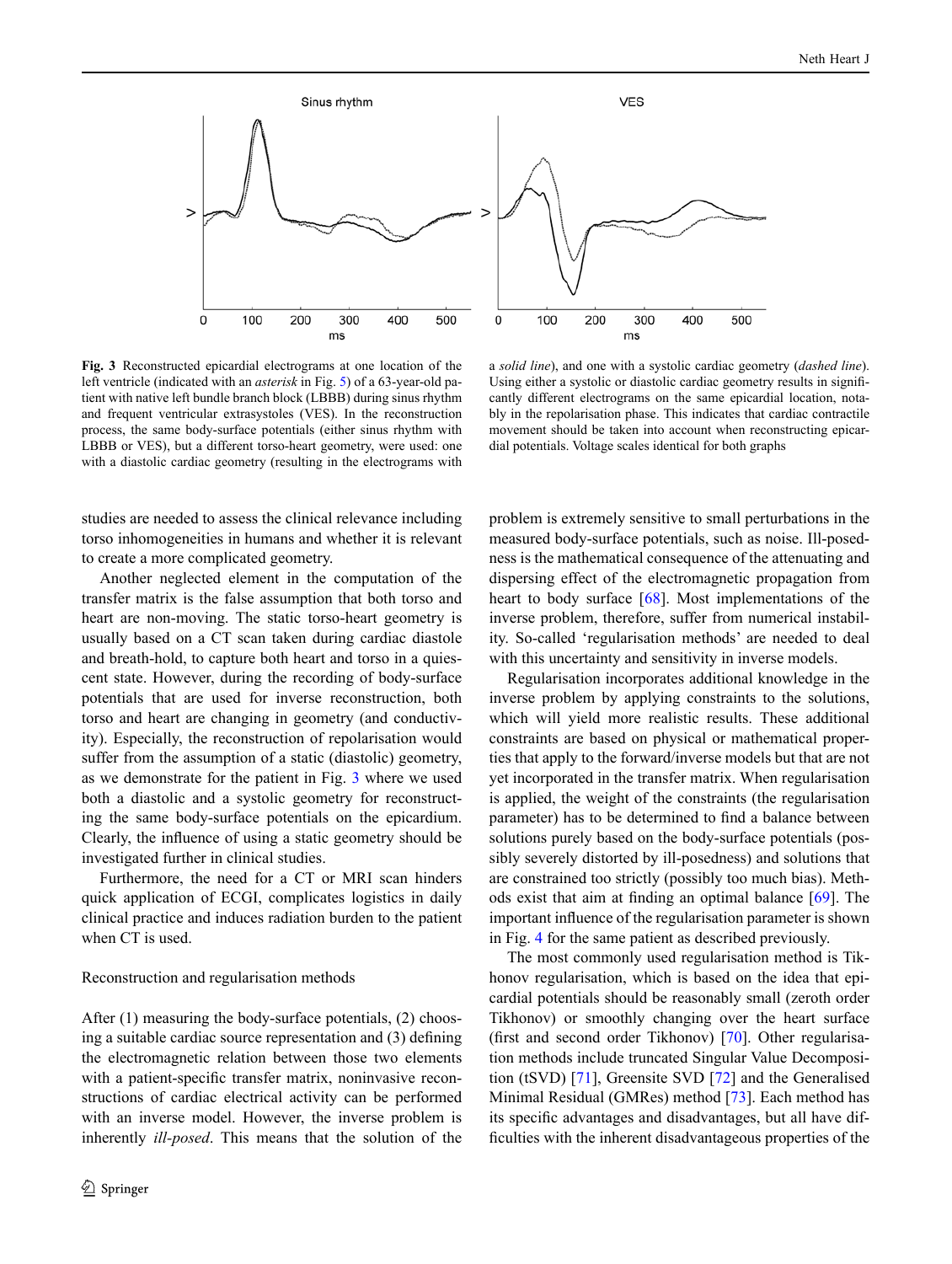**Fig. 3** Reconstructed epicardial electrograms at one location of the left ventricle (indicated with an *asterisk* in Fig. 5) of a 63-year-old patient with native left bundle branch block (LBBB) during sinus rhythm and frequent ventricular extrasystoles (VES). In the reconstruction process, the same body-surface potentials (either sinus rhythm with LBBB or VES), but a different torso-heart geometry, were used: one with a diastolic cardiac geometry (resulting in the electrograms with a *solid line*), and one with a systolic cardiac geometry (*dashed line*). Using either a systolic or diastolic cardiac geometry results in significantly different electrograms on the same epicardial location, notably in the repolarisation phase. This indicates that cardiac contractile movement should be taken into account when reconstructing epicardial potentials. Voltage scales identical for both graphs

studies are needed to assess the clinical relevance including torso inhomogeneities in humans and whether it is relevant to create a more complicated geometry.

Another neglected element in the computation of the transfer matrix is the false assumption that both torso and heart are non-moving. The static torso-heart geometry is usually based on a CT scan taken during cardiac diastole and breath-hold, to capture both heart and torso in a quiescent state. However, during the recording of body-surface potentials that are used for inverse reconstruction, both torso and heart are changing in geometry (and conductivity). Especially, the reconstruction of repolarisation would suffer from the assumption of a static (diastolic) geometry, as we demonstrate for the patient in Fig. 3 where we used both a diastolic and a systolic geometry for reconstructing the same body-surface potentials on the epicardium. Clearly, the influence of using a static geometry should be investigated further in clinical studies.

Furthermore, the need for a CT or MRI scan hinders quick application of ECGI, complicates logistics in daily clinical practice and induces radiation burden to the patient when CT is used.

## Reconstruction and regularisation methods

After (1) measuring the body-surface potentials, (2) choosing a suitable cardiac source representation and (3) defining the electromagnetic relation between those two elements with a patient-specific transfer matrix, noninvasive reconstructions of cardiac electrical activity can be performed with an inverse model. However, the inverse problem is inherently *ill-posed*. This means that the solution of the problem is extremely sensitive to small perturbations in the measured body-surface potentials, such as noise. Ill-posedness is the mathematical consequence of the attenuating and dispersing effect of the electromagnetic propagation from heart to body surface [68]. Most implementations of the inverse problem, therefore, suffer from numerical instability. So-called 'regularisation methods' are needed to deal with this uncertainty and sensitivity in inverse models.

Regularisation incorporates additional knowledge in the inverse problem by applying constraints to the solutions, which will yield more realistic results. These additional constraints are based on physical or mathematical properties that apply to the forward/inverse models but that are not yet incorporated in the transfer matrix. When regularisation is applied, the weight of the constraints (the regularisation parameter) has to be determined to find a balance between solutions purely based on the body-surface potentials (possibly severely distorted by ill-posedness) and solutions that are constrained too strictly (possibly too much bias). Methods exist that aim at finding an optimal balance [69]. The important influence of the regularisation parameter is shown in Fig. 4 for the same patient as described previously.

The most commonly used regularisation method is Tikhonov regularisation, which is based on the idea that epicardial potentials should be reasonably small (zeroth order Tikhonov) or smoothly changing over the heart surface (first and second order Tikhonov) [70]. Other regularisation methods include truncated Singular Value Decomposition (tSVD) [71], Greensite SVD [72] and the Generalised Minimal Residual (GMRes) method [73]. Each method has its specific advantages and disadvantages, but all have difficulties with the inherent disadvantageous properties of the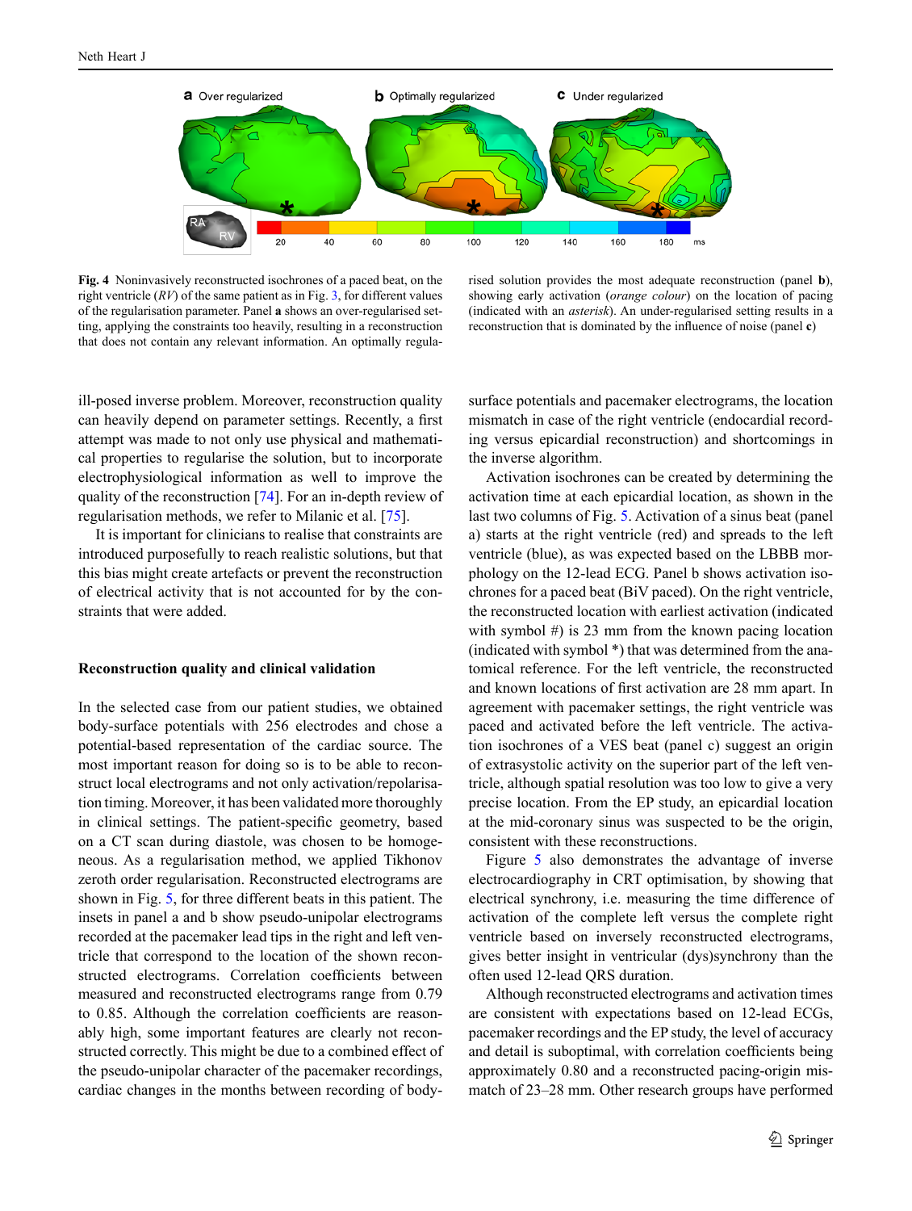**Fig. 4** Noninvasively reconstructed isochrones of a paced beat, on the right ventricle (*RV*) of the same patient as in Fig. 3, for different values of the regularisation parameter. Panel **a** shows an over-regularised setting, applying the constraints too heavily, resulting in a reconstruction that does not contain any relevant information. An optimally regularised solution provides the most adequate reconstruction (panel **b**), showing early activation (*orange colour*) on the location of pacing (indicated with an *asterisk*). An under-regularised setting results in a reconstruction that is dominated by the influence of noise (panel **c**)

ill-posed inverse problem. Moreover, reconstruction quality can heavily depend on parameter settings. Recently, a first attempt was made to not only use physical and mathematical properties to regularise the solution, but to incorporate electrophysiological information as well to improve the quality of the reconstruction [74]. For an in-depth review of regularisation methods, we refer to Milanic et al. [75].

It is important for clinicians to realise that constraints are introduced purposefully to reach realistic solutions, but that this bias might create artefacts or prevent the reconstruction of electrical activity that is not accounted for by the constraints that were added.

## Reconstruction quality and clinical validation

In the selected case from our patient studies, we obtained body-surface potentials with 256 electrodes and chose a potential-based representation of the cardiac source. The most important reason for doing so is to be able to reconstruct local electrograms and not only activation/repolarisation timing. Moreover, it has been validated more thoroughly in clinical settings. The patient-specific geometry, based on a CT scan during diastole, was chosen to be homogeneous. As a regularisation method, we applied Tikhonov zeroth order regularisation. Reconstructed electrograms are shown in Fig. 5, for three different beats in this patient. The insets in panel a and b show pseudo-unipolar electrograms recorded at the pacemaker lead tips in the right and left ventricle that correspond to the location of the shown reconstructed electrograms. Correlation coefficients between measured and reconstructed electrograms range from 0.79 to 0.85. Although the correlation coefficients are reasonably high, some important features are clearly not reconstructed correctly. This might be due to a combined effect of the pseudo-unipolar character of the pacemaker recordings, cardiac changes in the months between recording of body-surface potentials and pacemaker electrograms, the location mismatch in case of the right ventricle (endocardial recording versus epicardial reconstruction) and shortcomings in the inverse algorithm.

Activation isochrones can be created by determining the activation time at each epicardial location, as shown in the last two columns of Fig. 5. Activation of a sinus beat (panel a) starts at the right ventricle (red) and spreads to the left ventricle (blue), as was expected based on the LBBB morphology on the 12-lead ECG. Panel b shows activation isochrones for a paced beat (BiV paced). On the right ventricle, the reconstructed location with earliest activation (indicated with symbol #) is 23 mm from the known pacing location (indicated with symbol *) that was determined from the anatomical reference. For the left ventricle, the reconstructed and known locations of first activation are 28 mm apart. In agreement with pacemaker settings, the right ventricle was paced and activated before the left ventricle. The activation isochrones of a VES beat (panel c) suggest an origin of extrasystolic activity on the superior part of the left ventricle, although spatial resolution was too low to give a very precise location. From the EP study, an epicardial location at the mid-coronary sinus was suspected to be the origin, consistent with these reconstructions.

Figure 5 also demonstrates the advantage of inverse electrocardiography in CRT optimisation, by showing that electrical synchrony, i.e. measuring the time difference of activation of the complete left versus the complete right ventricle based on inversely reconstructed electrograms, gives better insight in ventricular (dys)synchrony than the often used 12-lead QRS duration.

Although reconstructed electrograms and activation times are consistent with expectations based on 12-lead ECGs, pacemaker recordings and the EP study, the level of accuracy and detail is suboptimal, with correlation coefficients being approximately 0.80 and a reconstructed pacing-origin mismatch of 23–28 mm. Other research groups have performed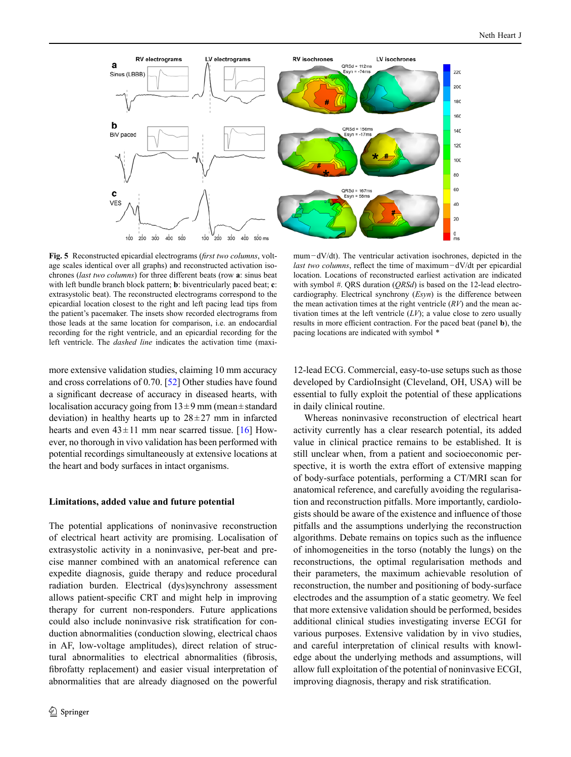**Fig. 5** Reconstructed epicardial electrograms (*first two columns*, voltage scales identical over all graphs) and reconstructed activation isochrones (*last two columns*) for three different beats (row **a**: sinus beat with left bundle branch block pattern; **b**: biventricularly paced beat; **c**: extrasystolic beat). The reconstructed electrograms correspond to the epicardial location closest to the right and left pacing lead tips from the patient's pacemaker. The insets show recorded electrograms from those leads at the same location for comparison, i.e. an endocardial recording for the right ventricle, and an epicardial recording for the left ventricle. The *dashed line* indicates the activation time (maximum −dV/dt). The ventricular activation isochrones, depicted in the *last two columns*, reflect the time of maximum −dV/dt per epicardial location. Locations of reconstructed earliest activation are indicated with symbol #. QRS duration (*QRSd*) is based on the 12-lead electrocardiography. Electrical synchrony (*Esyn*) is the difference between the mean activation times at the right ventricle (*RV*) and the mean activation times at the left ventricle (*LV*); a value close to zero usually results in more efficient contraction. For the paced beat (panel **b**), the pacing locations are indicated with symbol *

more extensive validation studies, claiming 10 mm accuracy and cross correlations of 0.70. [52] Other studies have found a significant decrease of accuracy in diseased hearts, with localisation accuracy going from 13 ± 9 mm (mean ± standard deviation) in healthy hearts up to 28 ± 27 mm in infarcted hearts and even 43 ± 11 mm near scarred tissue. [16] However, no thorough in vivo validation has been performed with potential recordings simultaneously at extensive locations at the heart and body surfaces in intact organisms.

## Limitations, added value and future potential

The potential applications of noninvasive reconstruction of electrical heart activity are promising. Localisation of extrasystolic activity in a noninvasive, per-beat and precise manner combined with an anatomical reference can expedite diagnosis, guide therapy and reduce procedural radiation burden. Electrical (dys)synchrony assessment allows patient-specific CRT and might help in improving therapy for current non-responders. Future applications could also include noninvasive risk stratification for conduction abnormalities (conduction slowing, electrical chaos in AF, low-voltage amplitudes), direct relation of structural abnormalities to electrical abnormalities (fibrosis, fibrofatty replacement) and easier visual interpretation of abnormalities that are already diagnosed on the powerful 12-lead ECG. Commercial, easy-to-use setups such as those developed by CardioInsight (Cleveland, OH, USA) will be essential to fully exploit the potential of these applications in daily clinical routine.

Whereas noninvasive reconstruction of electrical heart activity currently has a clear research potential, its added value in clinical practice remains to be established. It is still unclear when, from a patient and socioeconomic perspective, it is worth the extra effort of extensive mapping of body-surface potentials, performing a CT/MRI scan for anatomical reference, and carefully avoiding the regularisation and reconstruction pitfalls. More importantly, cardiologists should be aware of the existence and influence of those pitfalls and the assumptions underlying the reconstruction algorithms. Debate remains on topics such as the influence of inhomogeneities in the torso (notably the lungs) on the reconstructions, the optimal regularisation methods and their parameters, the maximum achievable resolution of reconstruction, the number and positioning of body-surface electrodes and the assumption of a static geometry. We feel that more extensive validation should be performed, besides additional clinical studies investigating inverse ECGI for various purposes. Extensive validation by in vivo studies, and careful interpretation of clinical results with knowledge about the underlying methods and assumptions, will allow full exploitation of the potential of noninvasive ECGI, improving diagnosis, therapy and risk stratification.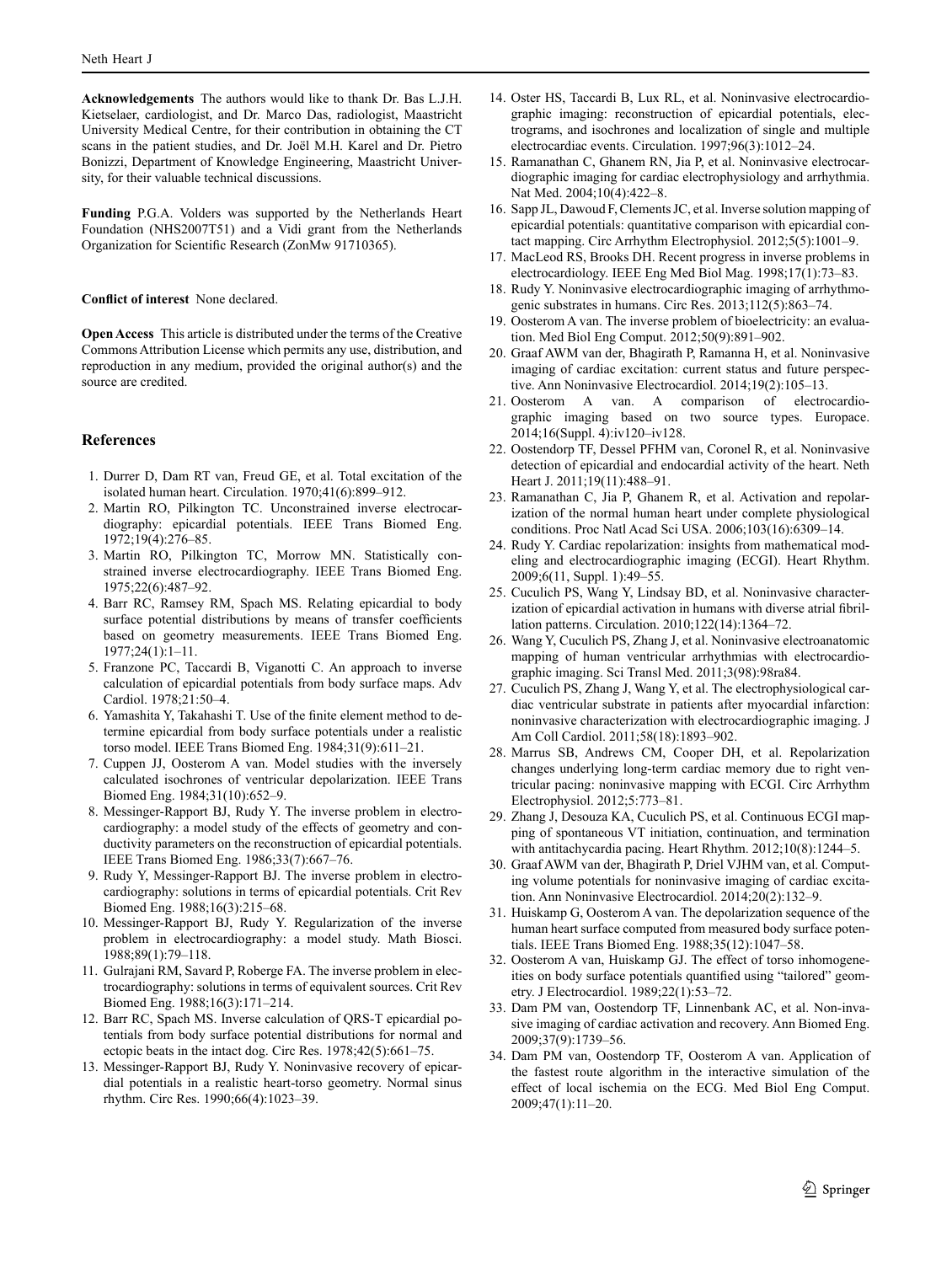**Acknowledgements** The authors would like to thank Dr. Bas L.J.H. Kietselaer, cardiologist, and Dr. Marco Das, radiologist, Maastricht University Medical Centre, for their contribution in obtaining the CT scans in the patient studies, and Dr. Joël M.H. Karel and Dr. Pietro Bonizzi, Department of Knowledge Engineering, Maastricht University, for their valuable technical discussions.

**Funding** P.G.A. Volders was supported by the Netherlands Heart Foundation (NHS2007T51) and a Vidi grant from the Netherlands Organization for Scientific Research (ZonMw 91710365).

**Conflict of interest** None declared.

**Open Access** This article is distributed under the terms of the Creative Commons Attribution License which permits any use, distribution, and reproduction in any medium, provided the original author(s) and the source are credited.

## References

1. Durrer D, Dam RT van, Freud GE, et al. Total excitation of the isolated human heart. Circulation. 1970;41(6):899–912.
2. Martin RO, Pilkington TC. Unconstrained inverse electrocardiography: epicardial potentials. IEEE Trans Biomed Eng. 1972;19(4):276–85.
3. Martin RO, Pilkington TC, Morrow MN. Statistically constrained inverse electrocardiography. IEEE Trans Biomed Eng. 1975;22(6):487–92.
4. Barr RC, Ramsey RM, Spach MS. Relating epicardial to body surface potential distributions by means of transfer coefficients based on geometry measurements. IEEE Trans Biomed Eng. 1977;24(1):1–11.
5. Franzone PC, Taccardi B, Viganotti C. An approach to inverse calculation of epicardial potentials from body surface maps. Adv Cardiol. 1978;21:50–4.
6. Yamashita Y, Takahashi T. Use of the finite element method to determine epicardial from body surface potentials under a realistic torso model. IEEE Trans Biomed Eng. 1984;31(9):611–21.
7. Cuppen JJ, Oosterom A van. Model studies with the inversely calculated isochrones of ventricular depolarization. IEEE Trans Biomed Eng. 1984;31(10):652–9.
8. Messinger-Rapport BJ, Rudy Y. The inverse problem in electrocardiography: a model study of the effects of geometry and conductivity parameters on the reconstruction of epicardial potentials. IEEE Trans Biomed Eng. 1986;33(7):667–76.
9. Rudy Y, Messinger-Rapport BJ. The inverse problem in electrocardiography: solutions in terms of epicardial potentials. Crit Rev Biomed Eng. 1988;16(3):215–68.
10. Messinger-Rapport BJ, Rudy Y. Regularization of the inverse problem in electrocardiography: a model study. Math Biosci. 1988;89(1):79–118.
11. Gulrajani RM, Savard P, Roberge FA. The inverse problem in electrocardiography: solutions in terms of equivalent sources. Crit Rev Biomed Eng. 1988;16(3):171–214.
12. Barr RC, Spach MS. Inverse calculation of QRS-T epicardial potentials from body surface potential distributions for normal and ectopic beats in the intact dog. Circ Res. 1978;42(5):661–75.
13. Messinger-Rapport BJ, Rudy Y. Noninvasive recovery of epicardial potentials in a realistic heart-torso geometry. Normal sinus rhythm. Circ Res. 1990;66(4):1023–39.
14. Oster HS, Taccardi B, Lux RL, et al. Noninvasive electrocardiographic imaging: reconstruction of epicardial potentials, electrograms, and isochrones and localization of single and multiple electrocardiac events. Circulation. 1997;96(3):1012–24.
15. Ramanathan C, Ghanem RN, Jia P, et al. Noninvasive electrocardiographic imaging for cardiac electrophysiology and arrhythmia. Nat Med. 2004;10(4):422–8.
16. Sapp JL, Dawoud F, Clements JC, et al. Inverse solution mapping of epicardial potentials: quantitative comparison with epicardial contact mapping. Circ Arrhythm Electrophysiol. 2012;5(5):1001–9.
17. MacLeod RS, Brooks DH. Recent progress in inverse problems in electrocardiology. IEEE Eng Med Biol Mag. 1998;17(1):73–83.
18. Rudy Y. Noninvasive electrocardiographic imaging of arrhythmogenic substrates in humans. Circ Res. 2013;112(5):863–74.
19. Oosterom A van. The inverse problem of bioelectricity: an evaluation. Med Biol Eng Comput. 2012;50(9):891–902.
20. Graaf AWM van der, Bhagirath P, Ramanna H, et al. Noninvasive imaging of cardiac excitation: current status and future perspective. Ann Noninvasive Electrocardiol. 2014;19(2):105–13.
21. Oosterom A van. A comparison of electrocardiographic imaging based on two source types. Europace. 2014;16(Suppl. 4):iv120–iv128.
22. Oostendorp TF, Dessel PFHM van, Coronel R, et al. Noninvasive detection of epicardial and endocardial activity of the heart. Neth Heart J. 2011;19(11):488–91.
23. Ramanathan C, Jia P, Ghanem R, et al. Activation and repolarization of the normal human heart under complete physiological conditions. Proc Natl Acad Sci USA. 2006;103(16):6309–14.
24. Rudy Y. Cardiac repolarization: insights from mathematical modeling and electrocardiographic imaging (ECGI). Heart Rhythm. 2009;6(11, Suppl. 1):49–55.
25. Cuculich PS, Wang Y, Lindsay BD, et al. Noninvasive characterization of epicardial activation in humans with diverse atrial fibrillation patterns. Circulation. 2010;122(14):1364–72.
26. Wang Y, Cuculich PS, Zhang J, et al. Noninvasive electroanatomic mapping of human ventricular arrhythmias with electrocardiographic imaging. Sci Transl Med. 2011;3(98):98ra84.
27. Cuculich PS, Zhang J, Wang Y, et al. The electrophysiological cardiac ventricular substrate in patients after myocardial infarction: noninvasive characterization with electrocardiographic imaging. J Am Coll Cardiol. 2011;58(18):1893–902.
28. Marrus SB, Andrews CM, Cooper DH, et al. Repolarization changes underlying long-term cardiac memory due to right ventricular pacing: noninvasive mapping with ECGI. Circ Arrhythm Electrophysiol. 2012;5:773–81.
29. Zhang J, Desouza KA, Cuculich PS, et al. Continuous ECGI mapping of spontaneous VT initiation, continuation, and termination with antitachycardia pacing. Heart Rhythm. 2012;10(8):1244–5.
30. Graaf AWM van der, Bhagirath P, Driel VJHM van, et al. Computing volume potentials for noninvasive imaging of cardiac excitation. Ann Noninvasive Electrocardiol. 2014;20(2):132–9.
31. Huiskamp G, Oosterom A van. The depolarization sequence of the human heart surface computed from measured body surface potentials. IEEE Trans Biomed Eng. 1988;35(12):1047–58.
32. Oosterom A van, Huiskamp GJ. The effect of torso inhomogeneities on body surface potentials quantified using "tailored" geometry. J Electrocardiol. 1989;22(1):53–72.
33. Dam PM van, Oostendorp TF, Linnenbank AC, et al. Non-invasive imaging of cardiac activation and recovery. Ann Biomed Eng. 2009;37(9):1739–56.
34. Dam PM van, Oostendorp TF, Oosterom A van. Application of the fastest route algorithm in the interactive simulation of the effect of local ischemia on the ECG. Med Biol Eng Comput. 2009;47(1):11–20.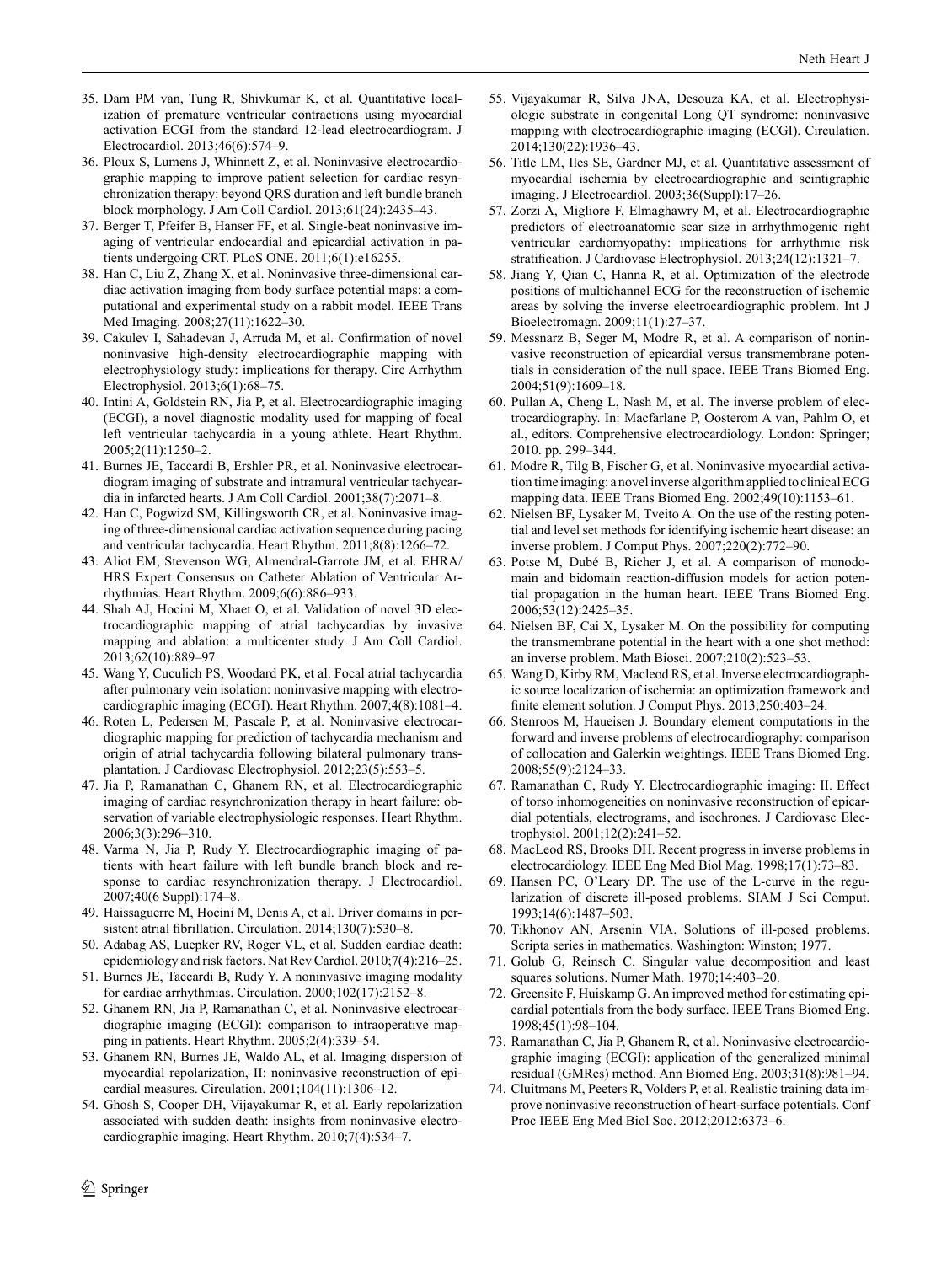35. Dam PM van, Tung R, Shivkumar K, et al. Quantitative localization of premature ventricular contractions using myocardial activation ECGI from the standard 12-lead electrocardiogram. J Electrocardiol. 2013;46(6):574–9.
36. Ploux S, Lumens J, Whinnett Z, et al. Noninvasive electrocardiographic mapping to improve patient selection for cardiac resynchronization therapy: beyond QRS duration and left bundle branch block morphology. J Am Coll Cardiol. 2013;61(24):2435–43.
37. Berger T, Pfeifer B, Hanser FF, et al. Single-beat noninvasive imaging of ventricular endocardial and epicardial activation in patients undergoing CRT. PLoS ONE. 2011;6(1):e16255.
38. Han C, Liu Z, Zhang X, et al. Noninvasive three-dimensional cardiac activation imaging from body surface potential maps: a computational and experimental study on a rabbit model. IEEE Trans Med Imaging. 2008;27(11):1622–30.
39. Cakulev I, Sahadevan J, Arruda M, et al. Confirmation of novel noninvasive high-density electrocardiographic mapping with electrophysiology study: implications for therapy. Circ Arrhythm Electrophysiol. 2013;6(1):68–75.
40. Intini A, Goldstein RN, Jia P, et al. Electrocardiographic imaging (ECGI), a novel diagnostic modality used for mapping of focal left ventricular tachycardia in a young athlete. Heart Rhythm. 2005;2(11):1250–2.
41. Burnes JE, Taccardi B, Ershler PR, et al. Noninvasive electrocardiogram imaging of substrate and intramural ventricular tachycardia in infarcted hearts. J Am Coll Cardiol. 2001;38(7):2071–8.
42. Han C, Pogwizd SM, Killingsworth CR, et al. Noninvasive imaging of three-dimensional cardiac activation sequence during pacing and ventricular tachycardia. Heart Rhythm. 2011;8(8):1266–72.
43. Aliot EM, Stevenson WG, Almendral-Garrote JM, et al. EHRA/HRS Expert Consensus on Catheter Ablation of Ventricular Arrhythmias. Heart Rhythm. 2009;6(6):886–933.
44. Shah AJ, Hocini M, Xhaet O, et al. Validation of novel 3D electrocardiographic mapping of atrial tachycardias by invasive mapping and ablation: a multicenter study. J Am Coll Cardiol. 2013;62(10):889–97.
45. Wang Y, Cuculich PS, Woodard PK, et al. Focal atrial tachycardia after pulmonary vein isolation: noninvasive mapping with electrocardiographic imaging (ECGI). Heart Rhythm. 2007;4(8):1081–4.
46. Roten L, Pedersen M, Pascale P, et al. Noninvasive electrocardiographic mapping for prediction of tachycardia mechanism and origin of atrial tachycardia following bilateral pulmonary transplantation. J Cardiovasc Electrophysiol. 2012;23(5):553–5.
47. Jia P, Ramanathan C, Ghanem RN, et al. Electrocardiographic imaging of cardiac resynchronization therapy in heart failure: observation of variable electrophysiologic responses. Heart Rhythm. 2006;3(3):296–310.
48. Varma N, Jia P, Rudy Y. Electrocardiographic imaging of patients with heart failure with left bundle branch block and response to cardiac resynchronization therapy. J Electrocardiol. 2007;40(6 Suppl):174–8.
49. Haissaguerre M, Hocini M, Denis A, et al. Driver domains in persistent atrial fibrillation. Circulation. 2014;130(7):530–8.
50. Adabag AS, Luepker RV, Roger VL, et al. Sudden cardiac death: epidemiology and risk factors. Nat Rev Cardiol. 2010;7(4):216–25.
51. Burnes JE, Taccardi B, Rudy Y. A noninvasive imaging modality for cardiac arrhythmias. Circulation. 2000;102(17):2152–8.
52. Ghanem RN, Jia P, Ramanathan C, et al. Noninvasive electrocardiographic imaging (ECGI): comparison to intraoperative mapping in patients. Heart Rhythm. 2005;2(4):339–54.
53. Ghanem RN, Burnes JE, Waldo AL, et al. Imaging dispersion of myocardial repolarization, II: noninvasive reconstruction of epicardial measures. Circulation. 2001;104(11):1306–12.
54. Ghosh S, Cooper DH, Vijayakumar R, et al. Early repolarization associated with sudden death: insights from noninvasive electrocardiographic imaging. Heart Rhythm. 2010;7(4):534–7.
55. Vijayakumar R, Silva JNA, Desouza KA, et al. Electrophysiologic substrate in congenital Long QT syndrome: noninvasive mapping with electrocardiographic imaging (ECGI). Circulation. 2014;130(22):1936–43.
56. Title LM, Iles SE, Gardner MJ, et al. Quantitative assessment of myocardial ischemia by electrocardiographic and scintigraphic imaging. J Electrocardiol. 2003;36(Suppl):17–26.
57. Zorzi A, Migliore F, Elmaghawry M, et al. Electrocardiographic predictors of electroanatomic scar size in arrhythmogenic right ventricular cardiomyopathy: implications for arrhythmic risk stratification. J Cardiovasc Electrophysiol. 2013;24(12):1321–7.
58. Jiang Y, Qian C, Hanna R, et al. Optimization of the electrode positions of multichannel ECG for the reconstruction of ischemic areas by solving the inverse electrocardiographic problem. Int J Bioelectromagn. 2009;11(1):27–37.
59. Messnarz B, Seger M, Modre R, et al. A comparison of noninvasive reconstruction of epicardial versus transmembrane potentials in consideration of the null space. IEEE Trans Biomed Eng. 2004;51(9):1609–18.
60. Pullan A, Cheng L, Nash M, et al. The inverse problem of electrocardiography. In: Macfarlane P, Oosterom A van, Pahlm O, et al., editors. Comprehensive electrocardiology. London: Springer; 2010. pp. 299–344.
61. Modre R, Tilg B, Fischer G, et al. Noninvasive myocardial activation time imaging: a novel inverse algorithm applied to clinical ECG mapping data. IEEE Trans Biomed Eng. 2002;49(10):1153–61.
62. Nielsen BF, Lysaker M, Tveito A. On the use of the resting potential and level set methods for identifying ischemic heart disease: an inverse problem. J Comput Phys. 2007;220(2):772–90.
63. Potse M, Dubé B, Richer J, et al. A comparison of monodomain and bidomain reaction-diffusion models for action potential propagation in the human heart. IEEE Trans Biomed Eng. 2006;53(12):2425–35.
64. Nielsen BF, Cai X, Lysaker M. On the possibility for computing the transmembrane potential in the heart with a one shot method: an inverse problem. Math Biosci. 2007;210(2):523–53.
65. Wang D, Kirby RM, Macleod RS, et al. Inverse electrocardiographic source localization of ischemia: an optimization framework and finite element solution. J Comput Phys. 2013;250:403–24.
66. Stenroos M, Haueisen J. Boundary element computations in the forward and inverse problems of electrocardiography: comparison of collocation and Galerkin weightings. IEEE Trans Biomed Eng. 2008;55(9):2124–33.
67. Ramanathan C, Rudy Y. Electrocardiographic imaging: II. Effect of torso inhomogeneities on noninvasive reconstruction of epicardial potentials, electrograms, and isochrones. J Cardiovasc Electrophysiol. 2001;12(2):241–52.
68. MacLeod RS, Brooks DH. Recent progress in inverse problems in electrocardiology. IEEE Eng Med Biol Mag. 1998;17(1):73–83.
69. Hansen PC, O'Leary DP. The use of the L-curve in the regularization of discrete ill-posed problems. SIAM J Sci Comput. 1993;14(6):1487–503.
70. Tikhonov AN, Arsenin VIA. Solutions of ill-posed problems. Scripta series in mathematics. Washington: Winston; 1977.
71. Golub G, Reinsch C. Singular value decomposition and least squares solutions. Numer Math. 1970;14:403–20.
72. Greensite F, Huiskamp G. An improved method for estimating epicardial potentials from the body surface. IEEE Trans Biomed Eng. 1998;45(1):98–104.
73. Ramanathan C, Jia P, Ghanem R, et al. Noninvasive electrocardiographic imaging (ECGI): application of the generalized minimal residual (GMRes) method. Ann Biomed Eng. 2003;31(8):981–94.
74. Cluitmans M, Peeters R, Volders P, et al. Realistic training data improve noninvasive reconstruction of heart-surface potentials. Conf Proc IEEE Eng Med Biol Soc. 2012;2012:6373–6.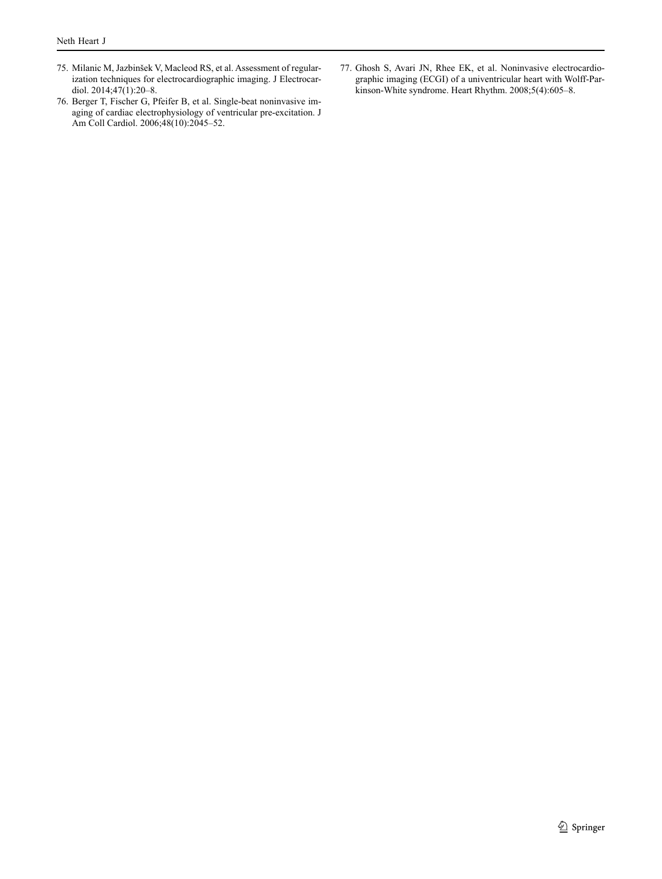75. Milanic M, Jazbinšek V, Macleod RS, et al. Assessment of regularization techniques for electrocardiographic imaging. J Electrocardiol. 2014;47(1):20–8.
76. Berger T, Fischer G, Pfeifer B, et al. Single-beat noninvasive imaging of cardiac electrophysiology of ventricular pre-excitation. J Am Coll Cardiol. 2006;48(10):2045–52.
77. Ghosh S, Avari JN, Rhee EK, et al. Noninvasive electrocardiographic imaging (ECGI) of a univentricular heart with Wolff-Parkinson-White syndrome. Heart Rhythm. 2008;5(4):605–8.